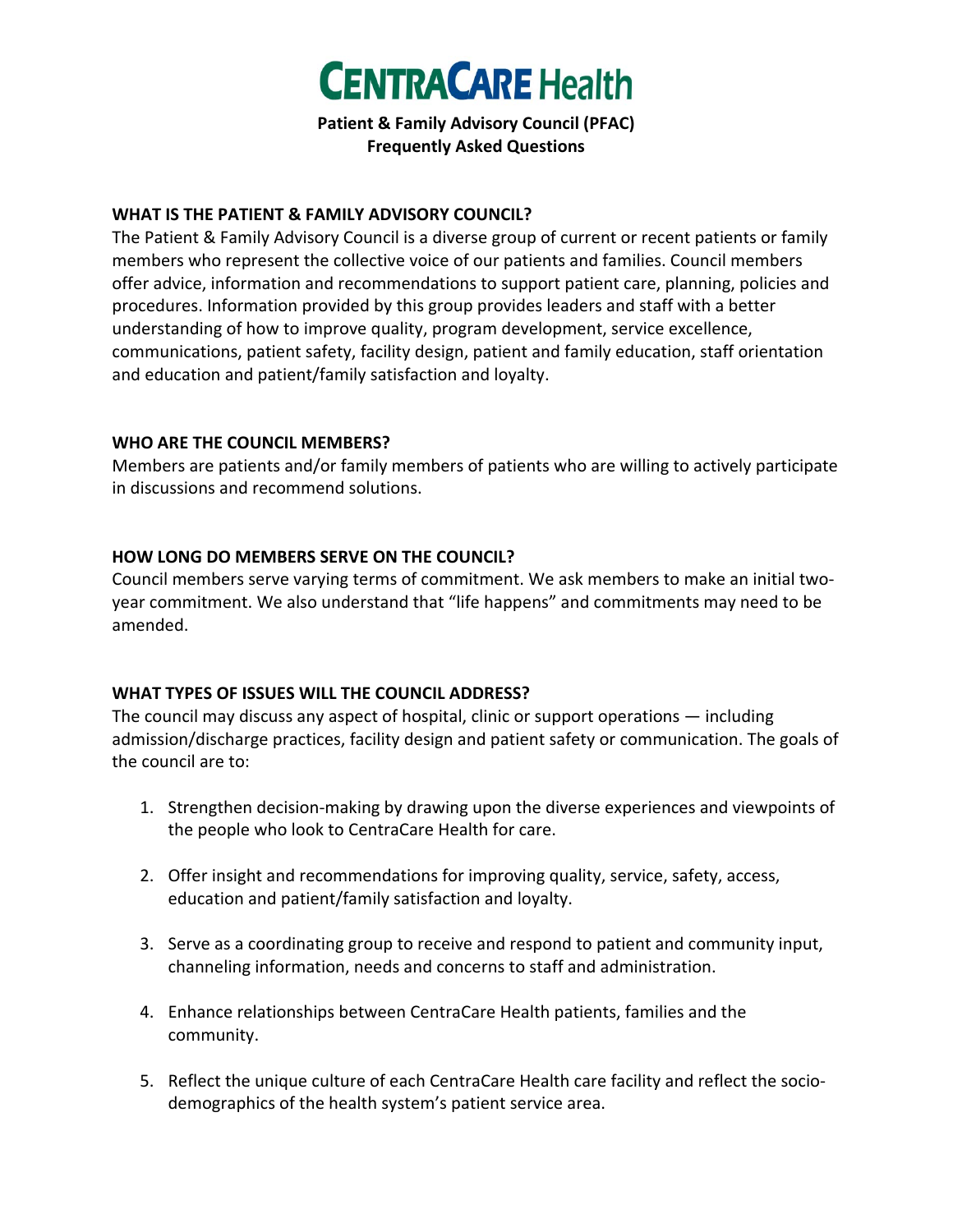# CENTRACARE Health

**Patient & Family Advisory Council (PFAC)**
**Frequently Asked Questions**

## WHAT IS THE PATIENT & FAMILY ADVISORY COUNCIL?

The Patient & Family Advisory Council is a diverse group of current or recent patients or family members who represent the collective voice of our patients and families. Council members offer advice, information and recommendations to support patient care, planning, policies and procedures. Information provided by this group provides leaders and staff with a better understanding of how to improve quality, program development, service excellence, communications, patient safety, facility design, patient and family education, staff orientation and education and patient/family satisfaction and loyalty.

## WHO ARE THE COUNCIL MEMBERS?

Members are patients and/or family members of patients who are willing to actively participate in discussions and recommend solutions.

## HOW LONG DO MEMBERS SERVE ON THE COUNCIL?

Council members serve varying terms of commitment. We ask members to make an initial two-year commitment. We also understand that "life happens" and commitments may need to be amended.

## WHAT TYPES OF ISSUES WILL THE COUNCIL ADDRESS?

The council may discuss any aspect of hospital, clinic or support operations — including admission/discharge practices, facility design and patient safety or communication. The goals of the council are to:

1. Strengthen decision-making by drawing upon the diverse experiences and viewpoints of the people who look to CentraCare Health for care.

2. Offer insight and recommendations for improving quality, service, safety, access, education and patient/family satisfaction and loyalty.

3. Serve as a coordinating group to receive and respond to patient and community input, channeling information, needs and concerns to staff and administration.

4. Enhance relationships between CentraCare Health patients, families and the community.

5. Reflect the unique culture of each CentraCare Health care facility and reflect the socio-demographics of the health system's patient service area.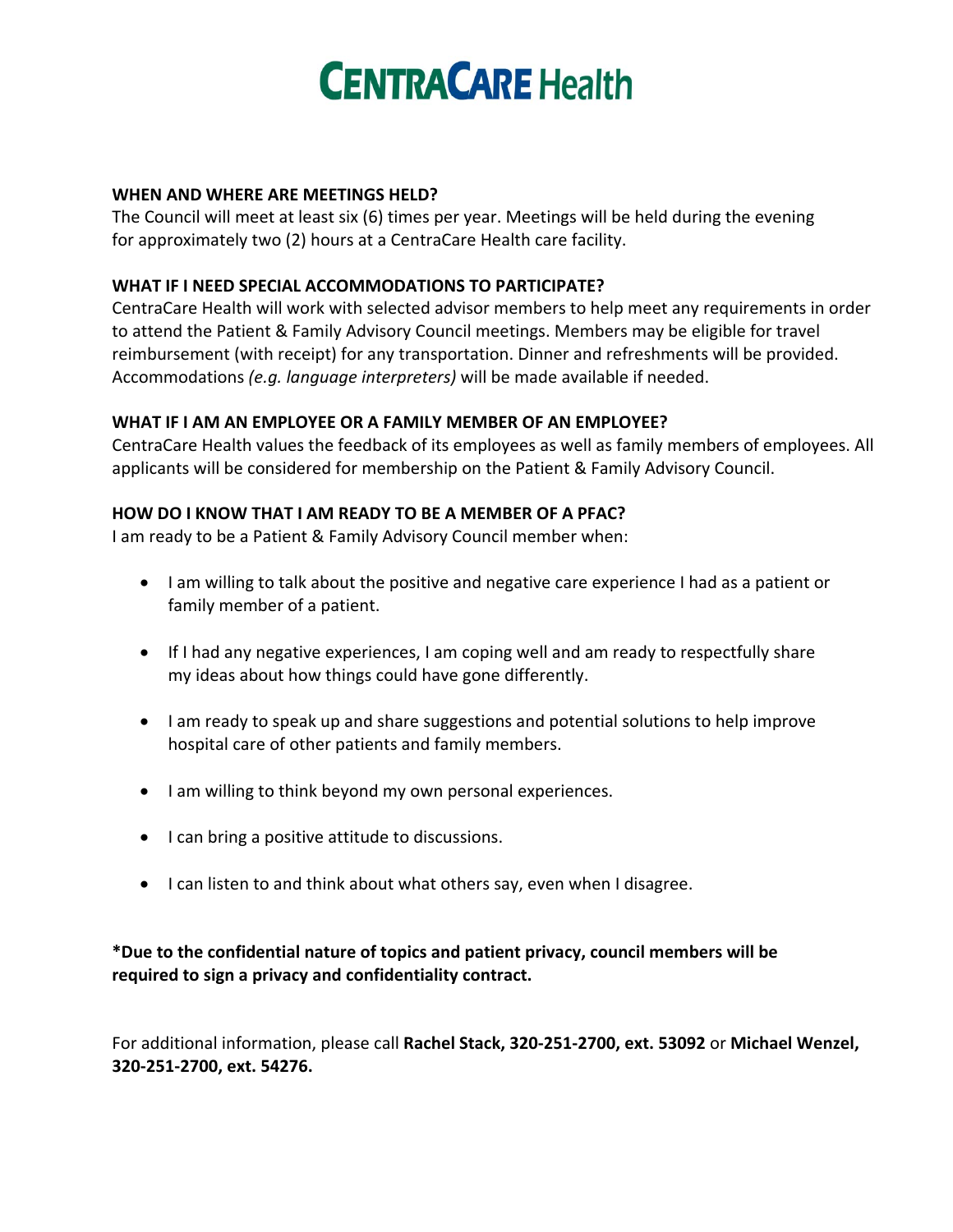CENTRACARE Health

### WHEN AND WHERE ARE MEETINGS HELD?

The Council will meet at least six (6) times per year. Meetings will be held during the evening for approximately two (2) hours at a CentraCare Health care facility.

### WHAT IF I NEED SPECIAL ACCOMMODATIONS TO PARTICIPATE?

CentraCare Health will work with selected advisor members to help meet any requirements in order to attend the Patient & Family Advisory Council meetings. Members may be eligible for travel reimbursement (with receipt) for any transportation. Dinner and refreshments will be provided. Accommodations *(e.g. language interpreters)* will be made available if needed.

### WHAT IF I AM AN EMPLOYEE OR A FAMILY MEMBER OF AN EMPLOYEE?

CentraCare Health values the feedback of its employees as well as family members of employees. All applicants will be considered for membership on the Patient & Family Advisory Council.

### HOW DO I KNOW THAT I AM READY TO BE A MEMBER OF A PFAC?

I am ready to be a Patient & Family Advisory Council member when:

- I am willing to talk about the positive and negative care experience I had as a patient or family member of a patient.
- If I had any negative experiences, I am coping well and am ready to respectfully share my ideas about how things could have gone differently.
- I am ready to speak up and share suggestions and potential solutions to help improve hospital care of other patients and family members.
- I am willing to think beyond my own personal experiences.
- I can bring a positive attitude to discussions.
- I can listen to and think about what others say, even when I disagree.

**\*Due to the confidential nature of topics and patient privacy, council members will be required to sign a privacy and confidentiality contract.**

For additional information, please call **Rachel Stack, 320-251-2700, ext. 53092** or **Michael Wenzel, 320-251-2700, ext. 54276.**